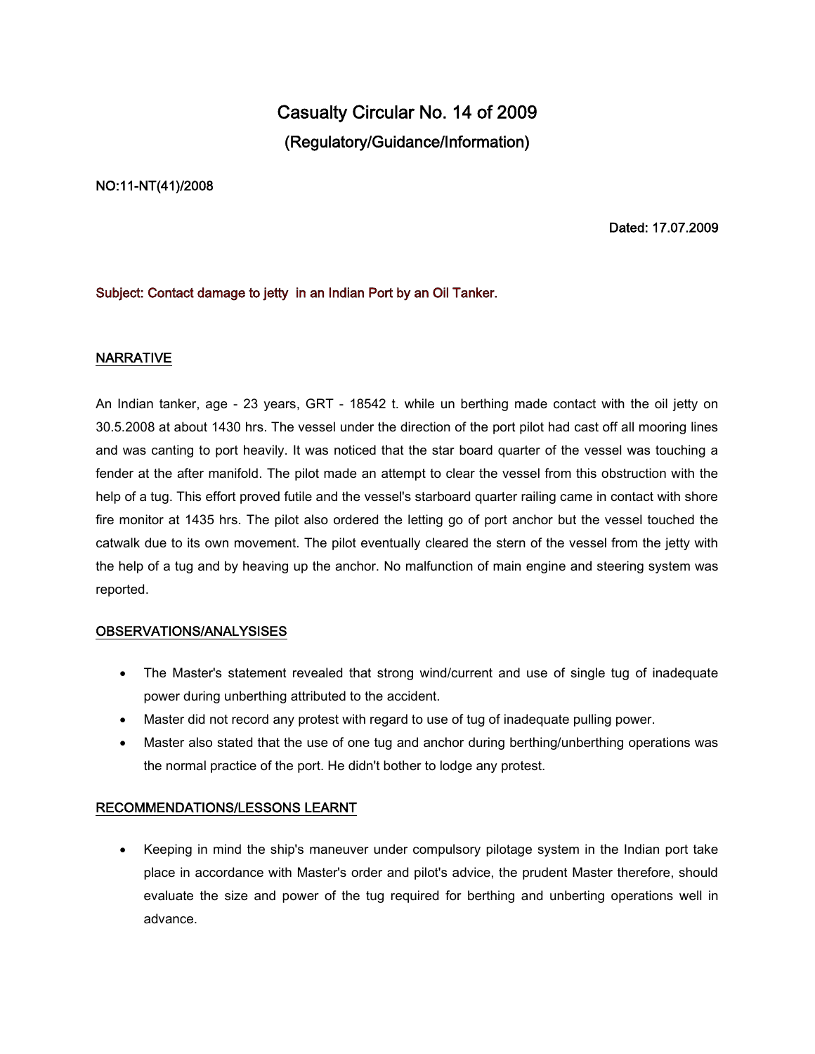# Casualty Circular No. 14 of 2009

## (Regulatory/Guidance/Information)

NO:11-NT(41)/2008

Dated: 17.07.2009

Subject: Contact damage to jetty in an Indian Port by an Oil Tanker.

## NARRATIVE

An Indian tanker, age - 23 years, GRT - 18542 t. while un berthing made contact with the oil jetty on 30.5.2008 at about 1430 hrs. The vessel under the direction of the port pilot had cast off all mooring lines and was canting to port heavily. It was noticed that the star board quarter of the vessel was touching a fender at the after manifold. The pilot made an attempt to clear the vessel from this obstruction with the help of a tug. This effort proved futile and the vessel's starboard quarter railing came in contact with shore fire monitor at 1435 hrs. The pilot also ordered the letting go of port anchor but the vessel touched the catwalk due to its own movement. The pilot eventually cleared the stern of the vessel from the jetty with the help of a tug and by heaving up the anchor. No malfunction of main engine and steering system was reported.

## OBSERVATIONS/ANALYSISES

- The Master's statement revealed that strong wind/current and use of single tug of inadequate power during unberthing attributed to the accident.
- Master did not record any protest with regard to use of tug of inadequate pulling power.
- Master also stated that the use of one tug and anchor during berthing/unberthing operations was the normal practice of the port. He didn't bother to lodge any protest.

## RECOMMENDATIONS/LESSONS LEARNT

- Keeping in mind the ship's maneuver under compulsory pilotage system in the Indian port take place in accordance with Master's order and pilot's advice, the prudent Master therefore, should evaluate the size and power of the tug required for berthing and unberting operations well in advance.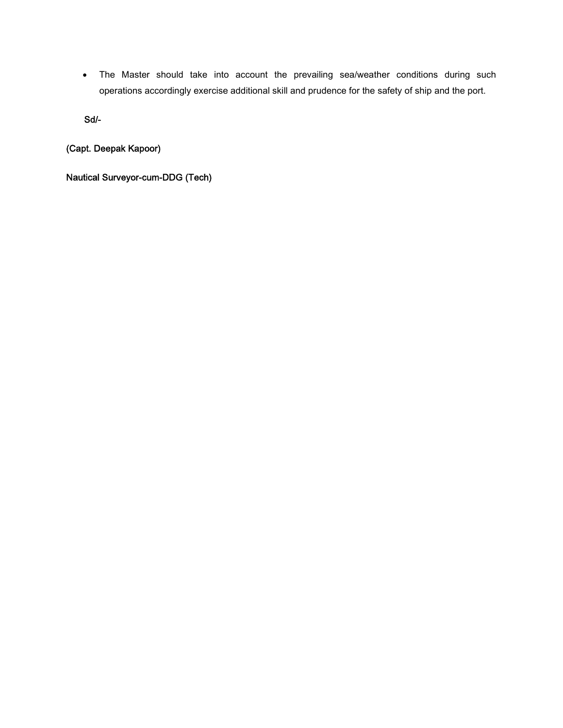- The Master should take into account the prevailing sea/weather conditions during such operations accordingly exercise additional skill and prudence for the safety of ship and the port.

Sd/-

(Capt. Deepak Kapoor)

Nautical Surveyor-cum-DDG (Tech)